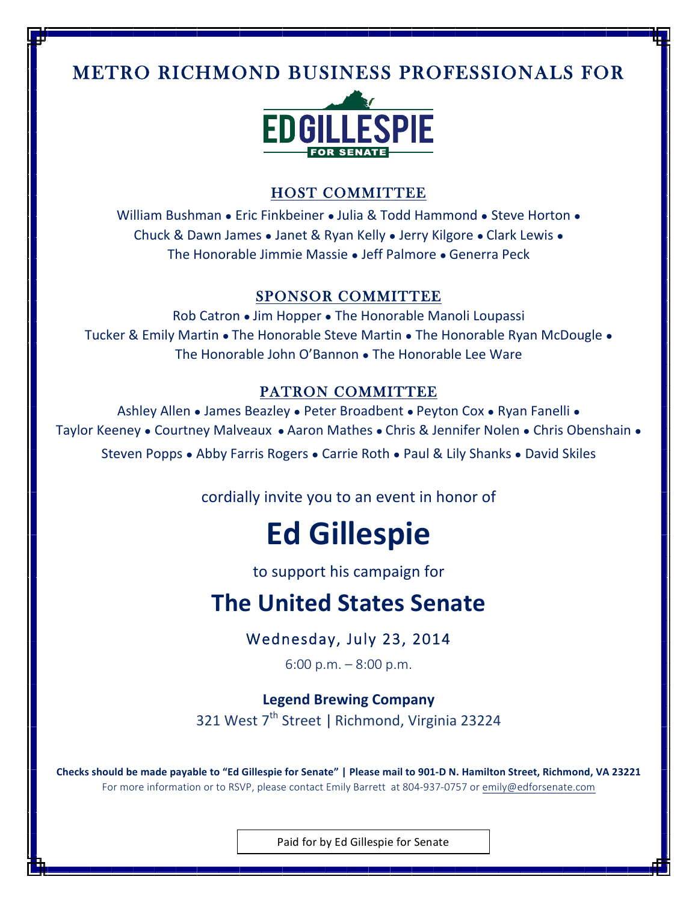# METRO RICHMOND BUSINESS PROFESSIONALS FOR

**ED GILLESPIE**
**FOR SENATE**

## HOST COMMITTEE

William Bushman • Eric Finkbeiner • Julia & Todd Hammond • Steve Horton •
Chuck & Dawn James • Janet & Ryan Kelly • Jerry Kilgore • Clark Lewis •
The Honorable Jimmie Massie • Jeff Palmore • Generra Peck

## SPONSOR COMMITTEE

Rob Catron • Jim Hopper • The Honorable Manoli Loupassi
Tucker & Emily Martin • The Honorable Steve Martin • The Honorable Ryan McDougle •
The Honorable John O'Bannon • The Honorable Lee Ware

## PATRON COMMITTEE

Ashley Allen • James Beazley • Peter Broadbent • Peyton Cox • Ryan Fanelli •
Taylor Keeney • Courtney Malveaux • Aaron Mathes • Chris & Jennifer Nolen • Chris Obenshain •
Steven Popps • Abby Farris Rogers • Carrie Roth • Paul & Lily Shanks • David Skiles

cordially invite you to an event in honor of

# Ed Gillespie

to support his campaign for

# The United States Senate

Wednesday, July 23, 2014

6:00 p.m. – 8:00 p.m.

**Legend Brewing Company**

321 West 7th Street | Richmond, Virginia 23224

**Checks should be made payable to "Ed Gillespie for Senate" | Please mail to 901-D N. Hamilton Street, Richmond, VA 23221**

For more information or to RSVP, please contact Emily Barrett at 804-937-0757 or emily@edforsenate.com

Paid for by Ed Gillespie for Senate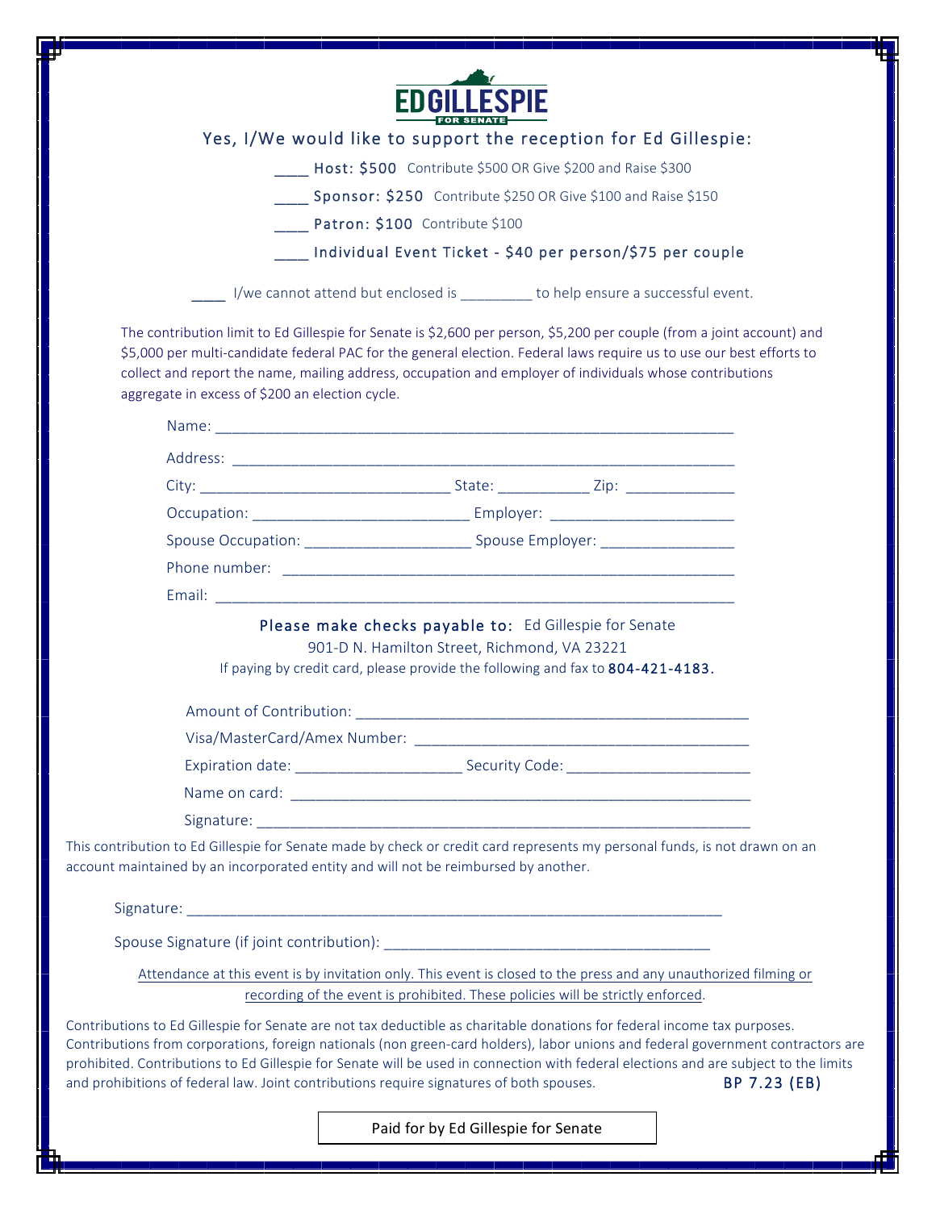**ED GILLESPIE**
FOR SENATE

## Yes, I/We would like to support the reception for Ed Gillespie:

____ **Host: $500** Contribute $500 OR Give $200 and Raise $300

____ **Sponsor: $250** Contribute $250 OR Give $100 and Raise $150

____ **Patron: $100** Contribute $100

____ **Individual Event Ticket - $40 per person/$75 per couple**

____ I/we cannot attend but enclosed is _________ to help ensure a successful event.

The contribution limit to Ed Gillespie for Senate is $2,600 per person, $5,200 per couple (from a joint account) and $5,000 per multi-candidate federal PAC for the general election. Federal laws require us to use our best efforts to collect and report the name, mailing address, occupation and employer of individuals whose contributions aggregate in excess of $200 an election cycle.

Name: ____________________________________________________________

Address: ____________________________________________________________

City: ______________________________ State: ___________ Zip: _____________

Occupation: _________________________ Employer: ______________________

Spouse Occupation: ___________________ Spouse Employer: _______________

Phone number: _______________________________________________________

Email: ______________________________________________________________

**Please make checks payable to:** Ed Gillespie for Senate
901-D N. Hamilton Street, Richmond, VA 23221
If paying by credit card, please provide the following and fax to **804-421-4183.**

Amount of Contribution: _____________________________________________

Visa/MasterCard/Amex Number: ________________________________________

Expiration date: ___________________ Security Code: _____________________

Name on card: ______________________________________________________

Signature: _________________________________________________________

This contribution to Ed Gillespie for Senate made by check or credit card represents my personal funds, is not drawn on an account maintained by an incorporated entity and will not be reimbursed by another.

Signature: _________________________________________________________

Spouse Signature (if joint contribution): _____________________________________

Attendance at this event is by invitation only. This event is closed to the press and any unauthorized filming or recording of the event is prohibited. These policies will be strictly enforced.

Contributions to Ed Gillespie for Senate are not tax deductible as charitable donations for federal income tax purposes. Contributions from corporations, foreign nationals (non green-card holders), labor unions and federal government contractors are prohibited. Contributions to Ed Gillespie for Senate will be used in connection with federal elections and are subject to the limits and prohibitions of federal law. Joint contributions require signatures of both spouses. BP 7.23 (EB)

Paid for by Ed Gillespie for Senate